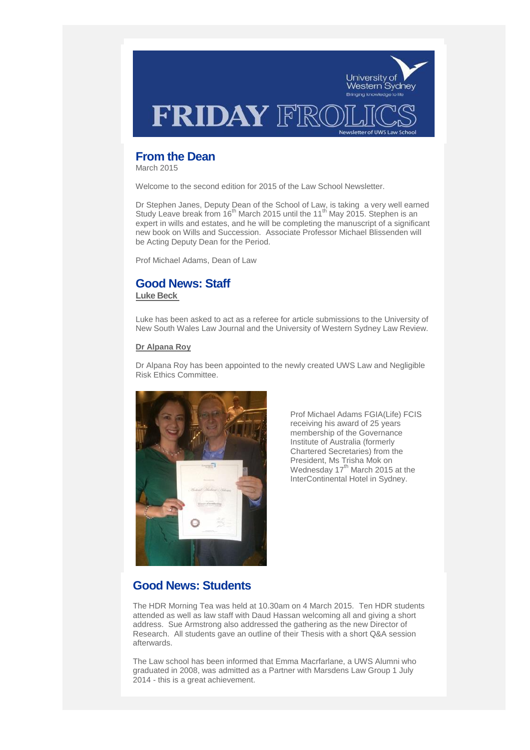# FRIDAY FROLICS

University of Western Sydney
Bringing knowledge to life

Newsletter of UWS Law School

## From the Dean

March 2015

Welcome to the second edition for 2015 of the Law School Newsletter.

Dr Stephen Janes, Deputy Dean of the School of Law, is taking a very well earned Study Leave break from 16th March 2015 until the 11th May 2015. Stephen is an expert in wills and estates, and he will be completing the manuscript of a significant new book on Wills and Succession. Associate Professor Michael Blissenden will be Acting Deputy Dean for the Period.

Prof Michael Adams, Dean of Law

## Good News: Staff

**Luke Beck**

Luke has been asked to act as a referee for article submissions to the University of New South Wales Law Journal and the University of Western Sydney Law Review.

**Dr Alpana Roy**

Dr Alpana Roy has been appointed to the newly created UWS Law and Negligible Risk Ethics Committee.

Prof Michael Adams FGIA(Life) FCIS receiving his award of 25 years membership of the Governance Institute of Australia (formerly Chartered Secretaries) from the President, Ms Trisha Mok on Wednesday 17th March 2015 at the InterContinental Hotel in Sydney.

## Good News: Students

The HDR Morning Tea was held at 10.30am on 4 March 2015. Ten HDR students attended as well as law staff with Daud Hassan welcoming all and giving a short address. Sue Armstrong also addressed the gathering as the new Director of Research. All students gave an outline of their Thesis with a short Q&A session afterwards.

The Law school has been informed that Emma Macrfarlane, a UWS Alumni who graduated in 2008, was admitted as a Partner with Marsdens Law Group 1 July 2014 - this is a great achievement.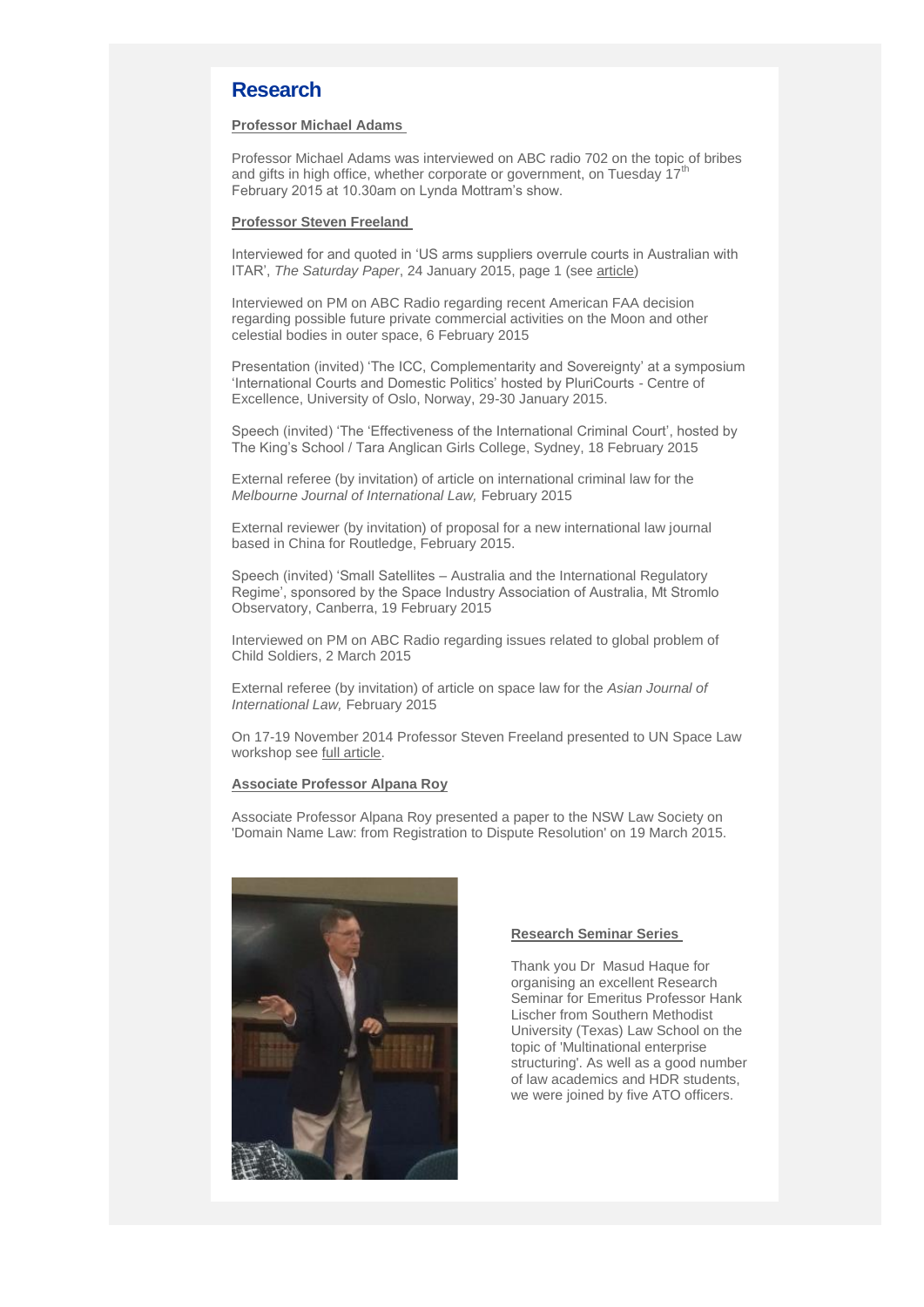## Research

**Professor Michael Adams**

Professor Michael Adams was interviewed on ABC radio 702 on the topic of bribes and gifts in high office, whether corporate or government, on Tuesday 17th February 2015 at 10.30am on Lynda Mottram's show.

**Professor Steven Freeland**

Interviewed for and quoted in 'US arms suppliers overrule courts in Australian with ITAR', *The Saturday Paper*, 24 January 2015, page 1 (see article)

Interviewed on PM on ABC Radio regarding recent American FAA decision regarding possible future private commercial activities on the Moon and other celestial bodies in outer space, 6 February 2015

Presentation (invited) 'The ICC, Complementarity and Sovereignty' at a symposium 'International Courts and Domestic Politics' hosted by PluriCourts - Centre of Excellence, University of Oslo, Norway, 29-30 January 2015.

Speech (invited) 'The 'Effectiveness of the International Criminal Court', hosted by The King's School / Tara Anglican Girls College, Sydney, 18 February 2015

External referee (by invitation) of article on international criminal law for the *Melbourne Journal of International Law,* February 2015

External reviewer (by invitation) of proposal for a new international law journal based in China for Routledge, February 2015.

Speech (invited) 'Small Satellites – Australia and the International Regulatory Regime', sponsored by the Space Industry Association of Australia, Mt Stromlo Observatory, Canberra, 19 February 2015

Interviewed on PM on ABC Radio regarding issues related to global problem of Child Soldiers, 2 March 2015

External referee (by invitation) of article on space law for the *Asian Journal of International Law,* February 2015

On 17-19 November 2014 Professor Steven Freeland presented to UN Space Law workshop see full article.

**Associate Professor Alpana Roy**

Associate Professor Alpana Roy presented a paper to the NSW Law Society on 'Domain Name Law: from Registration to Dispute Resolution' on 19 March 2015.

**Research Seminar Series**

Thank you Dr Masud Haque for organising an excellent Research Seminar for Emeritus Professor Hank Lischer from Southern Methodist University (Texas) Law School on the topic of 'Multinational enterprise structuring'. As well as a good number of law academics and HDR students, we were joined by five ATO officers.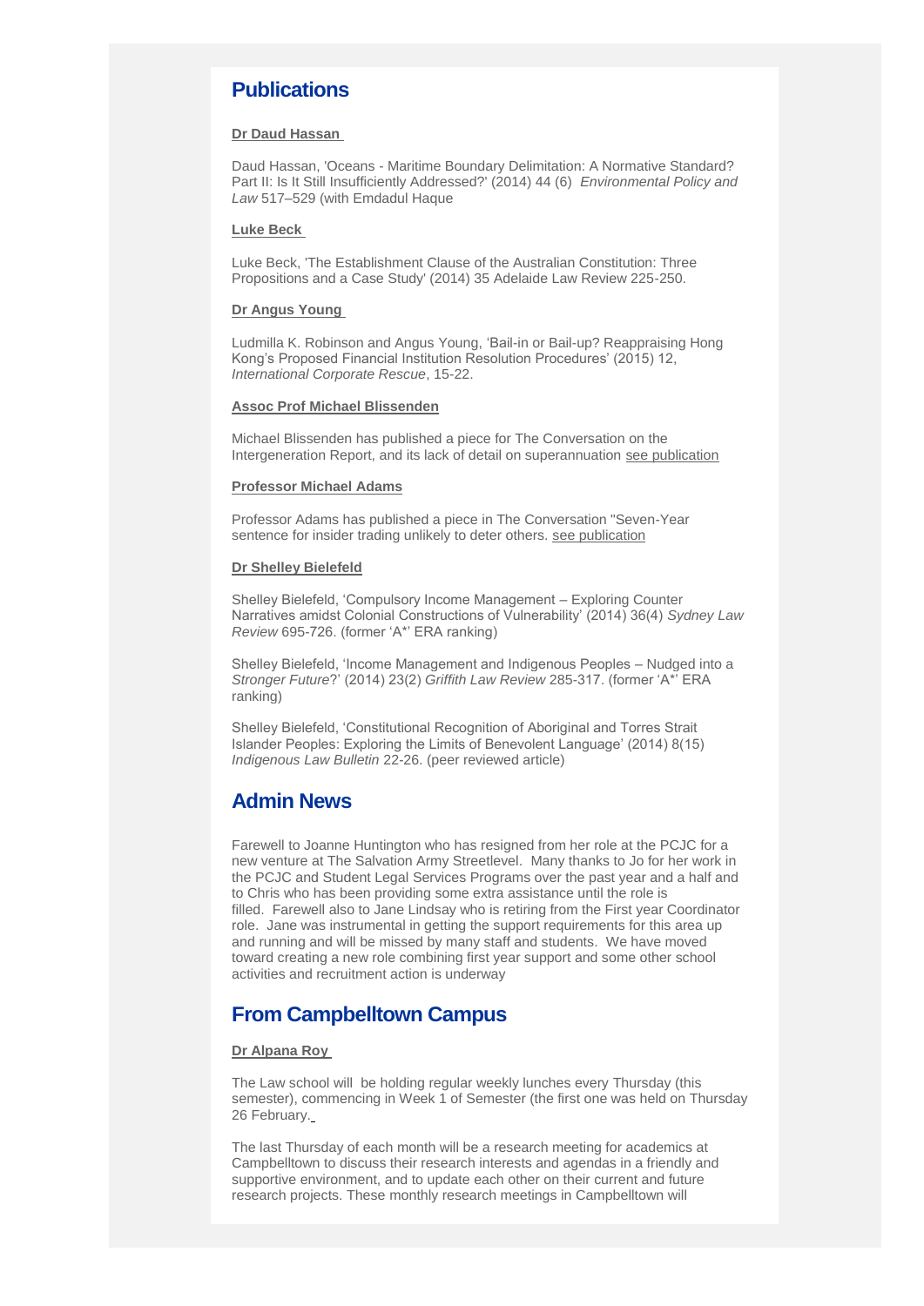## Publications

**Dr Daud Hassan**

Daud Hassan, 'Oceans - Maritime Boundary Delimitation: A Normative Standard? Part II: Is It Still Insufficiently Addressed?' (2014) 44 (6) *Environmental Policy and Law* 517–529 (with Emdadul Haque

**Luke Beck**

Luke Beck, 'The Establishment Clause of the Australian Constitution: Three Propositions and a Case Study' (2014) 35 Adelaide Law Review 225-250.

**Dr Angus Young**

Ludmilla K. Robinson and Angus Young, 'Bail-in or Bail-up? Reappraising Hong Kong's Proposed Financial Institution Resolution Procedures' (2015) 12, *International Corporate Rescue*, 15-22.

**Assoc Prof Michael Blissenden**

Michael Blissenden has published a piece for The Conversation on the Intergeneration Report, and its lack of detail on superannuation see publication

**Professor Michael Adams**

Professor Adams has published a piece in The Conversation "Seven-Year sentence for insider trading unlikely to deter others. see publication

**Dr Shelley Bielefeld**

Shelley Bielefeld, 'Compulsory Income Management – Exploring Counter Narratives amidst Colonial Constructions of Vulnerability' (2014) 36(4) *Sydney Law Review* 695-726. (former 'A*' ERA ranking)

Shelley Bielefeld, 'Income Management and Indigenous Peoples – Nudged into a *Stronger Future*?' (2014) 23(2) *Griffith Law Review* 285-317. (former 'A*' ERA ranking)

Shelley Bielefeld, 'Constitutional Recognition of Aboriginal and Torres Strait Islander Peoples: Exploring the Limits of Benevolent Language' (2014) 8(15) *Indigenous Law Bulletin* 22-26. (peer reviewed article)

## Admin News

Farewell to Joanne Huntington who has resigned from her role at the PCJC for a new venture at The Salvation Army Streetlevel. Many thanks to Jo for her work in the PCJC and Student Legal Services Programs over the past year and a half and to Chris who has been providing some extra assistance until the role is filled. Farewell also to Jane Lindsay who is retiring from the First year Coordinator role. Jane was instrumental in getting the support requirements for this area up and running and will be missed by many staff and students. We have moved toward creating a new role combining first year support and some other school activities and recruitment action is underway

## From Campbelltown Campus

**Dr Alpana Roy**

The Law school will be holding regular weekly lunches every Thursday (this semester), commencing in Week 1 of Semester (the first one was held on Thursday 26 February.

The last Thursday of each month will be a research meeting for academics at Campbelltown to discuss their research interests and agendas in a friendly and supportive environment, and to update each other on their current and future research projects. These monthly research meetings in Campbelltown will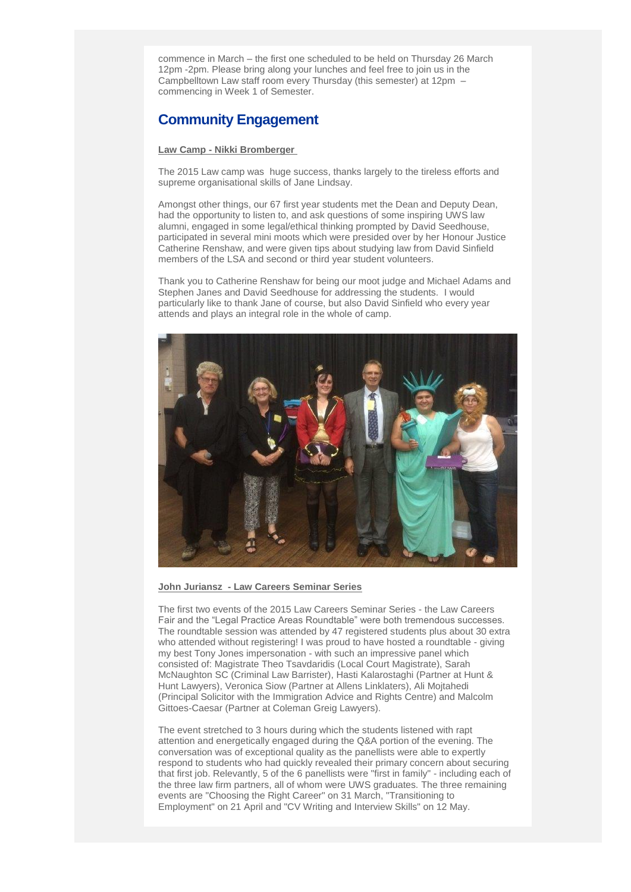commence in March – the first one scheduled to be held on Thursday 26 March 12pm -2pm. Please bring along your lunches and feel free to join us in the Campbelltown Law staff room every Thursday (this semester) at 12pm – commencing in Week 1 of Semester.

## Community Engagement

**Law Camp - Nikki Bromberger**

The 2015 Law camp was huge success, thanks largely to the tireless efforts and supreme organisational skills of Jane Lindsay.

Amongst other things, our 67 first year students met the Dean and Deputy Dean, had the opportunity to listen to, and ask questions of some inspiring UWS law alumni, engaged in some legal/ethical thinking prompted by David Seedhouse, participated in several mini moots which were presided over by her Honour Justice Catherine Renshaw, and were given tips about studying law from David Sinfield members of the LSA and second or third year student volunteers.

Thank you to Catherine Renshaw for being our moot judge and Michael Adams and Stephen Janes and David Seedhouse for addressing the students. I would particularly like to thank Jane of course, but also David Sinfield who every year attends and plays an integral role in the whole of camp.

**John Juriansz - Law Careers Seminar Series**

The first two events of the 2015 Law Careers Seminar Series - the Law Careers Fair and the "Legal Practice Areas Roundtable" were both tremendous successes. The roundtable session was attended by 47 registered students plus about 30 extra who attended without registering! I was proud to have hosted a roundtable - giving my best Tony Jones impersonation - with such an impressive panel which consisted of: Magistrate Theo Tsavdaridis (Local Court Magistrate), Sarah McNaughton SC (Criminal Law Barrister), Hasti Kalarostaghi (Partner at Hunt & Hunt Lawyers), Veronica Siow (Partner at Allens Linklaters), Ali Mojtahedi (Principal Solicitor with the Immigration Advice and Rights Centre) and Malcolm Gittoes-Caesar (Partner at Coleman Greig Lawyers).

The event stretched to 3 hours during which the students listened with rapt attention and energetically engaged during the Q&A portion of the evening. The conversation was of exceptional quality as the panellists were able to expertly respond to students who had quickly revealed their primary concern about securing that first job. Relevantly, 5 of the 6 panellists were "first in family" - including each of the three law firm partners, all of whom were UWS graduates. The three remaining events are "Choosing the Right Career" on 31 March, "Transitioning to Employment" on 21 April and "CV Writing and Interview Skills" on 12 May.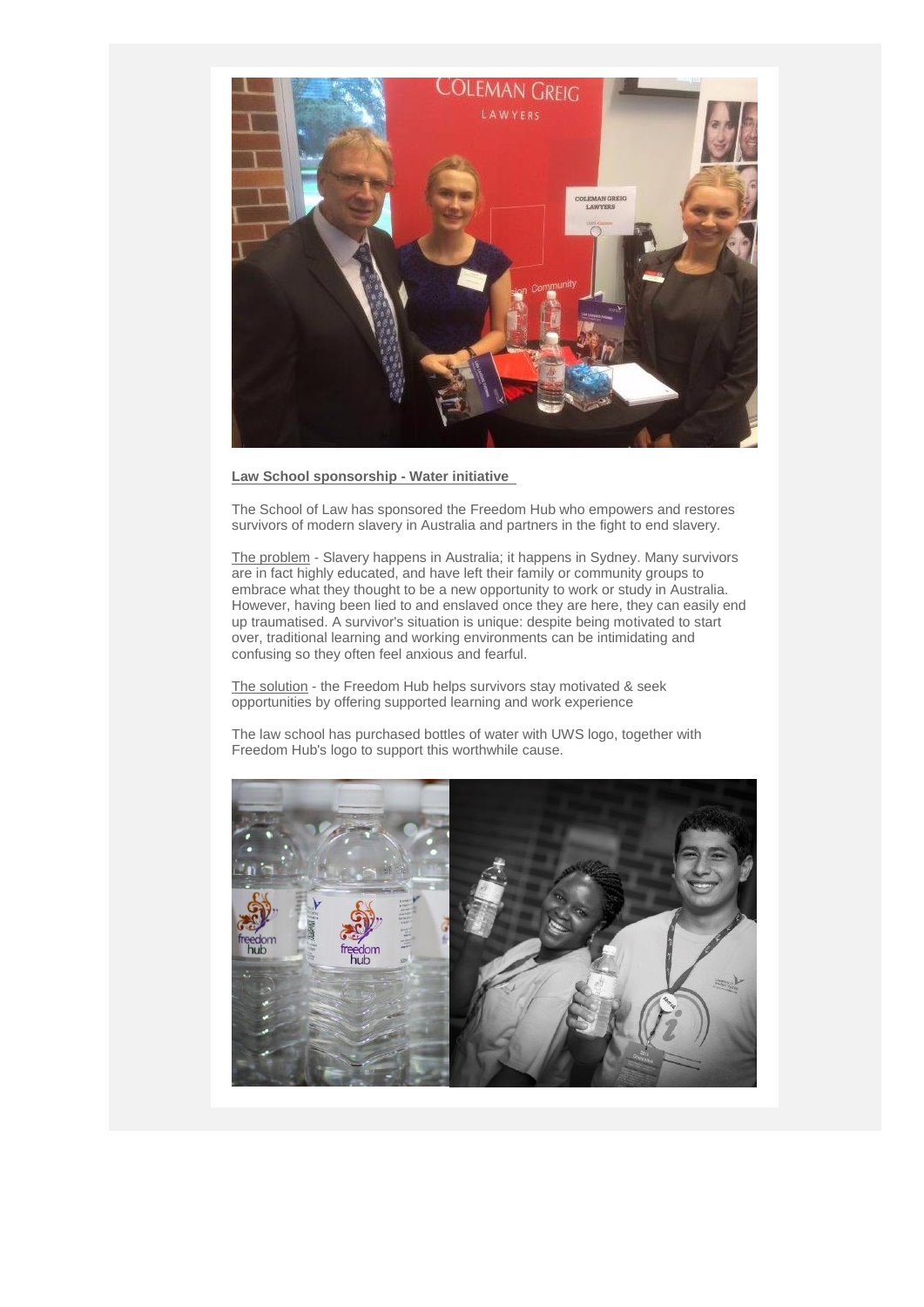**Law School sponsorship - Water initiative**

The School of Law has sponsored the Freedom Hub who empowers and restores survivors of modern slavery in Australia and partners in the fight to end slavery.

The problem - Slavery happens in Australia; it happens in Sydney. Many survivors are in fact highly educated, and have left their family or community groups to embrace what they thought to be a new opportunity to work or study in Australia. However, having been lied to and enslaved once they are here, they can easily end up traumatised. A survivor's situation is unique: despite being motivated to start over, traditional learning and working environments can be intimidating and confusing so they often feel anxious and fearful.

The solution - the Freedom Hub helps survivors stay motivated & seek opportunities by offering supported learning and work experience

The law school has purchased bottles of water with UWS logo, together with Freedom Hub's logo to support this worthwhile cause.